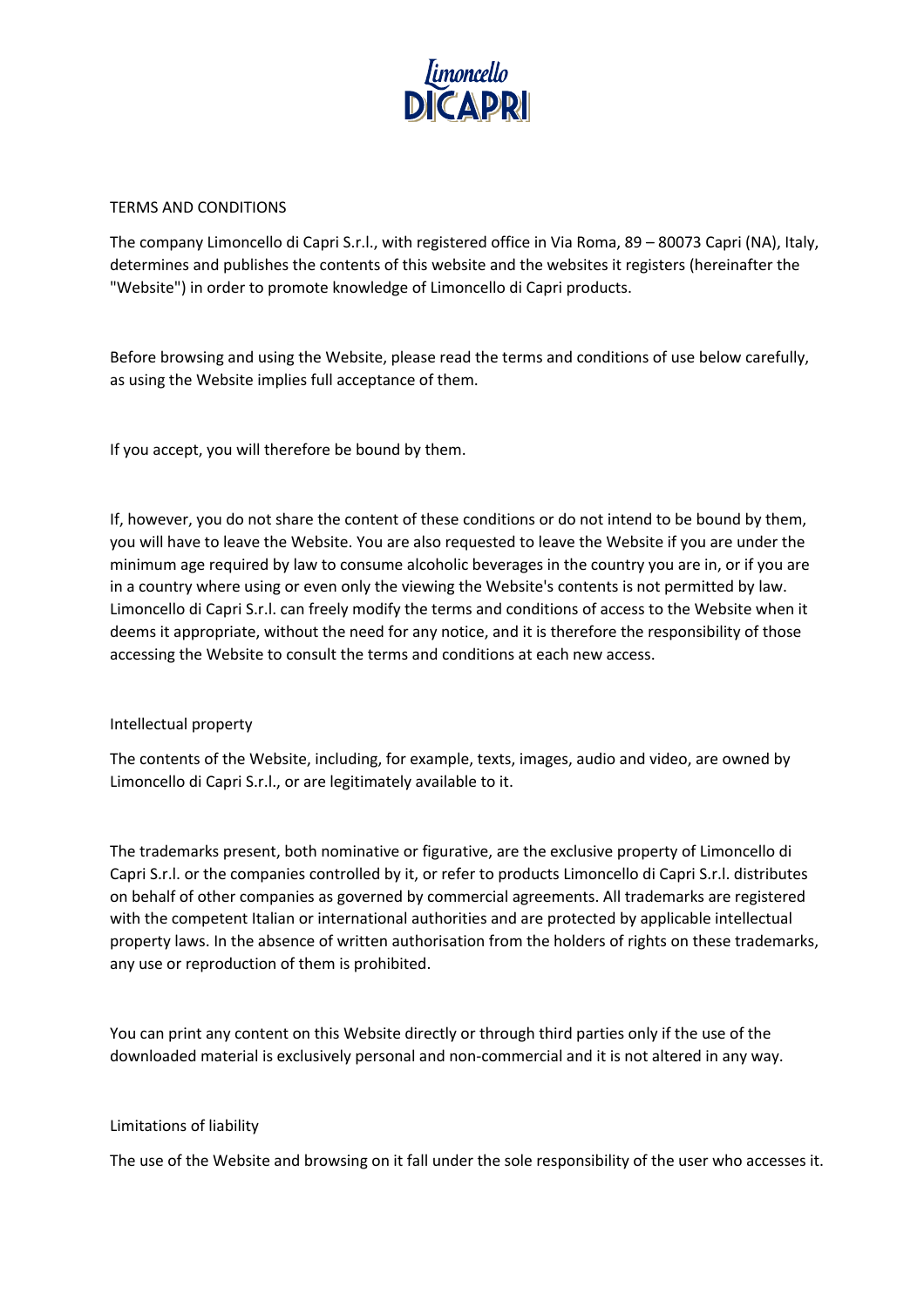# TERMS AND CONDITIONS

The company Limoncello di Capri S.r.l., with registered office in Via Roma, 89 – 80073 Capri (NA), Italy, determines and publishes the contents of this website and the websites it registers (hereinafter the "Website") in order to promote knowledge of Limoncello di Capri products.

Before browsing and using the Website, please read the terms and conditions of use below carefully, as using the Website implies full acceptance of them.

If you accept, you will therefore be bound by them.

If, however, you do not share the content of these conditions or do not intend to be bound by them, you will have to leave the Website. You are also requested to leave the Website if you are under the minimum age required by law to consume alcoholic beverages in the country you are in, or if you are in a country where using or even only the viewing the Website's contents is not permitted by law. Limoncello di Capri S.r.l. can freely modify the terms and conditions of access to the Website when it deems it appropriate, without the need for any notice, and it is therefore the responsibility of those accessing the Website to consult the terms and conditions at each new access.

## Intellectual property

The contents of the Website, including, for example, texts, images, audio and video, are owned by Limoncello di Capri S.r.l., or are legitimately available to it.

The trademarks present, both nominative or figurative, are the exclusive property of Limoncello di Capri S.r.l. or the companies controlled by it, or refer to products Limoncello di Capri S.r.l. distributes on behalf of other companies as governed by commercial agreements. All trademarks are registered with the competent Italian or international authorities and are protected by applicable intellectual property laws. In the absence of written authorisation from the holders of rights on these trademarks, any use or reproduction of them is prohibited.

You can print any content on this Website directly or through third parties only if the use of the downloaded material is exclusively personal and non-commercial and it is not altered in any way.

## Limitations of liability

The use of the Website and browsing on it fall under the sole responsibility of the user who accesses it.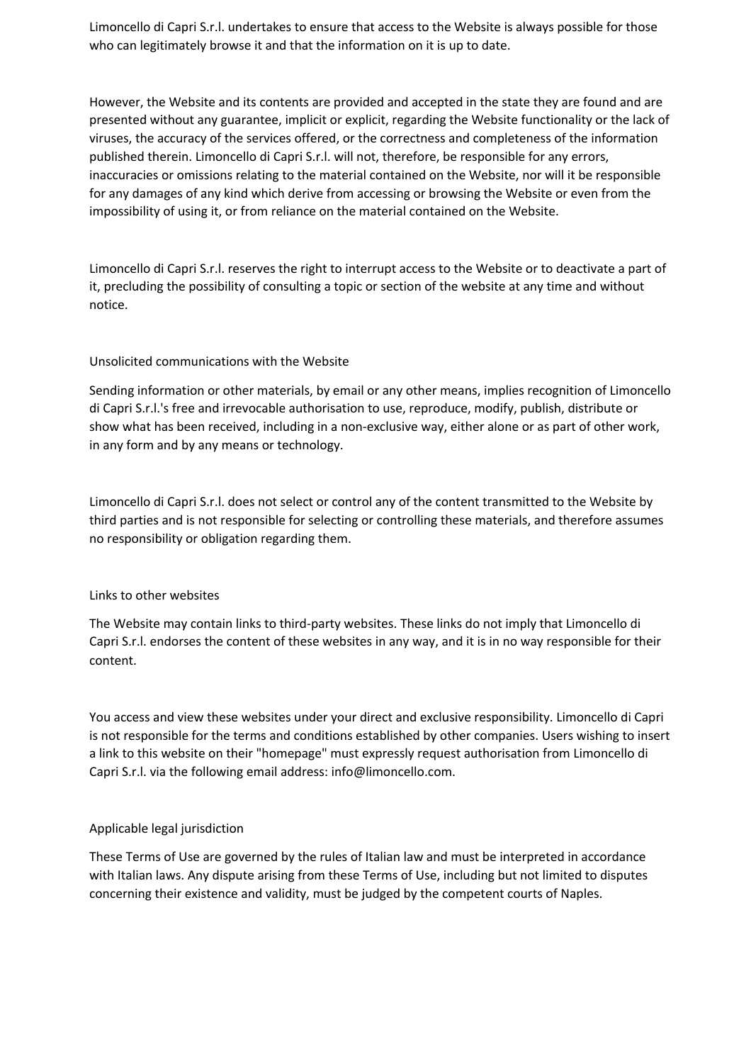Limoncello di Capri S.r.l. undertakes to ensure that access to the Website is always possible for those who can legitimately browse it and that the information on it is up to date.

However, the Website and its contents are provided and accepted in the state they are found and are presented without any guarantee, implicit or explicit, regarding the Website functionality or the lack of viruses, the accuracy of the services offered, or the correctness and completeness of the information published therein. Limoncello di Capri S.r.l. will not, therefore, be responsible for any errors, inaccuracies or omissions relating to the material contained on the Website, nor will it be responsible for any damages of any kind which derive from accessing or browsing the Website or even from the impossibility of using it, or from reliance on the material contained on the Website.

Limoncello di Capri S.r.l. reserves the right to interrupt access to the Website or to deactivate a part of it, precluding the possibility of consulting a topic or section of the website at any time and without notice.

## Unsolicited communications with the Website

Sending information or other materials, by email or any other means, implies recognition of Limoncello di Capri S.r.l.'s free and irrevocable authorisation to use, reproduce, modify, publish, distribute or show what has been received, including in a non-exclusive way, either alone or as part of other work, in any form and by any means or technology.

Limoncello di Capri S.r.l. does not select or control any of the content transmitted to the Website by third parties and is not responsible for selecting or controlling these materials, and therefore assumes no responsibility or obligation regarding them.

## Links to other websites

The Website may contain links to third-party websites. These links do not imply that Limoncello di Capri S.r.l. endorses the content of these websites in any way, and it is in no way responsible for their content.

You access and view these websites under your direct and exclusive responsibility. Limoncello di Capri is not responsible for the terms and conditions established by other companies. Users wishing to insert a link to this website on their "homepage" must expressly request authorisation from Limoncello di Capri S.r.l. via the following email address: info@limoncello.com.

## Applicable legal jurisdiction

These Terms of Use are governed by the rules of Italian law and must be interpreted in accordance with Italian laws. Any dispute arising from these Terms of Use, including but not limited to disputes concerning their existence and validity, must be judged by the competent courts of Naples.